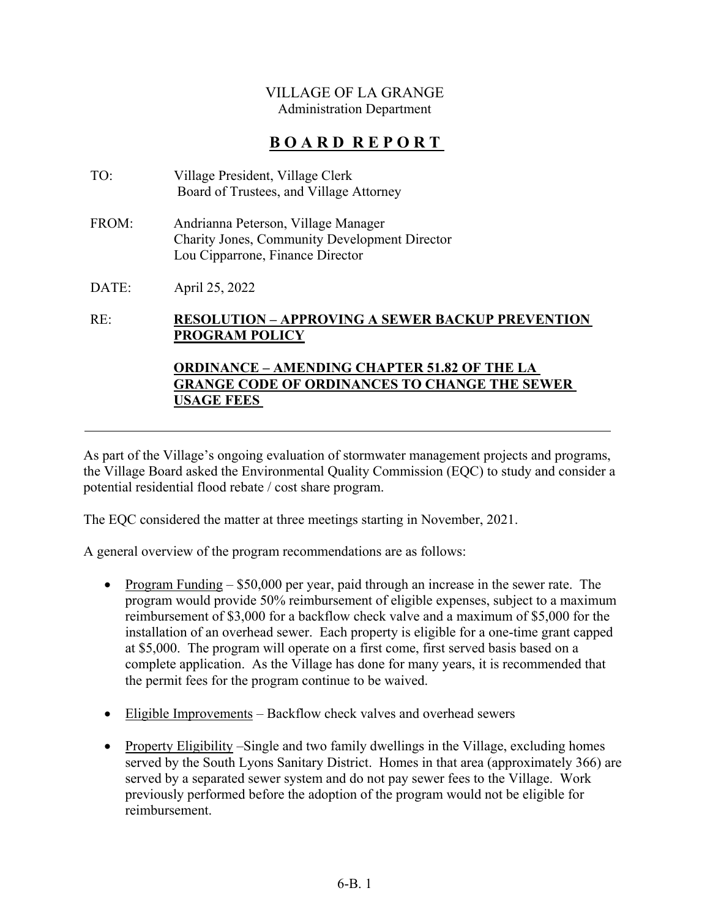VILLAGE OF LA GRANGE
Administration Department

# BOARD REPORT

TO: Village President, Village Clerk
Board of Trustees, and Village Attorney

FROM: Andrianna Peterson, Village Manager
Charity Jones, Community Development Director
Lou Cipparrone, Finance Director

DATE: April 25, 2022

RE: **RESOLUTION – APPROVING A SEWER BACKUP PREVENTION PROGRAM POLICY**

**ORDINANCE – AMENDING CHAPTER 51.82 OF THE LA GRANGE CODE OF ORDINANCES TO CHANGE THE SEWER USAGE FEES**

---

As part of the Village's ongoing evaluation of stormwater management projects and programs, the Village Board asked the Environmental Quality Commission (EQC) to study and consider a potential residential flood rebate / cost share program.

The EQC considered the matter at three meetings starting in November, 2021.

A general overview of the program recommendations are as follows:

- Program Funding – $50,000 per year, paid through an increase in the sewer rate. The program would provide 50% reimbursement of eligible expenses, subject to a maximum reimbursement of $3,000 for a backflow check valve and a maximum of $5,000 for the installation of an overhead sewer. Each property is eligible for a one-time grant capped at $5,000. The program will operate on a first come, first served basis based on a complete application. As the Village has done for many years, it is recommended that the permit fees for the program continue to be waived.

- Eligible Improvements – Backflow check valves and overhead sewers

- Property Eligibility –Single and two family dwellings in the Village, excluding homes served by the South Lyons Sanitary District. Homes in that area (approximately 366) are served by a separated sewer system and do not pay sewer fees to the Village. Work previously performed before the adoption of the program would not be eligible for reimbursement.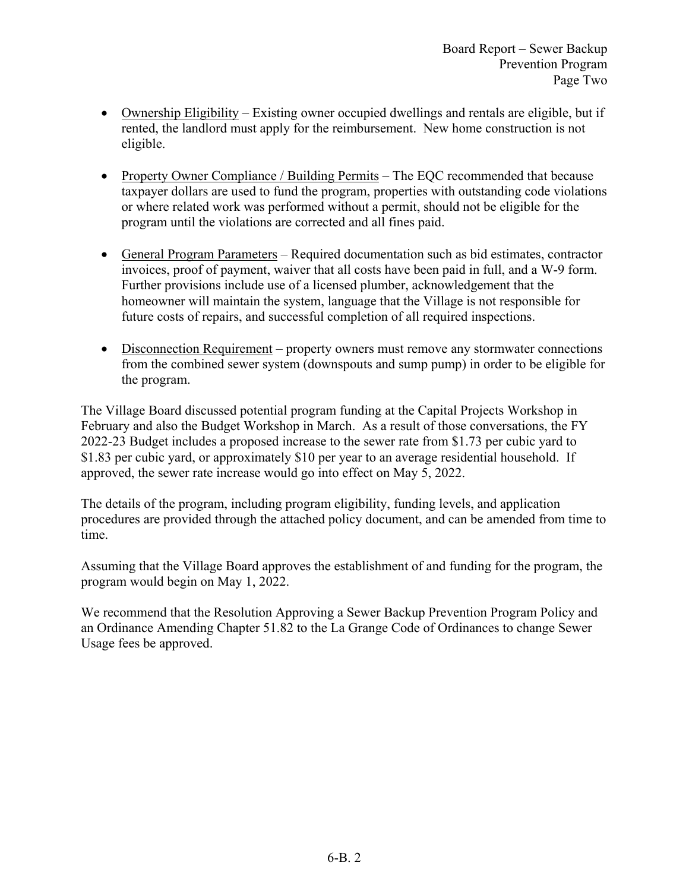- Ownership Eligibility – Existing owner occupied dwellings and rentals are eligible, but if rented, the landlord must apply for the reimbursement. New home construction is not eligible.

- Property Owner Compliance / Building Permits – The EQC recommended that because taxpayer dollars are used to fund the program, properties with outstanding code violations or where related work was performed without a permit, should not be eligible for the program until the violations are corrected and all fines paid.

- General Program Parameters – Required documentation such as bid estimates, contractor invoices, proof of payment, waiver that all costs have been paid in full, and a W-9 form. Further provisions include use of a licensed plumber, acknowledgement that the homeowner will maintain the system, language that the Village is not responsible for future costs of repairs, and successful completion of all required inspections.

- Disconnection Requirement – property owners must remove any stormwater connections from the combined sewer system (downspouts and sump pump) in order to be eligible for the program.

The Village Board discussed potential program funding at the Capital Projects Workshop in February and also the Budget Workshop in March. As a result of those conversations, the FY 2022-23 Budget includes a proposed increase to the sewer rate from $1.73 per cubic yard to $1.83 per cubic yard, or approximately $10 per year to an average residential household. If approved, the sewer rate increase would go into effect on May 5, 2022.

The details of the program, including program eligibility, funding levels, and application procedures are provided through the attached policy document, and can be amended from time to time.

Assuming that the Village Board approves the establishment of and funding for the program, the program would begin on May 1, 2022.

We recommend that the Resolution Approving a Sewer Backup Prevention Program Policy and an Ordinance Amending Chapter 51.82 to the La Grange Code of Ordinances to change Sewer Usage fees be approved.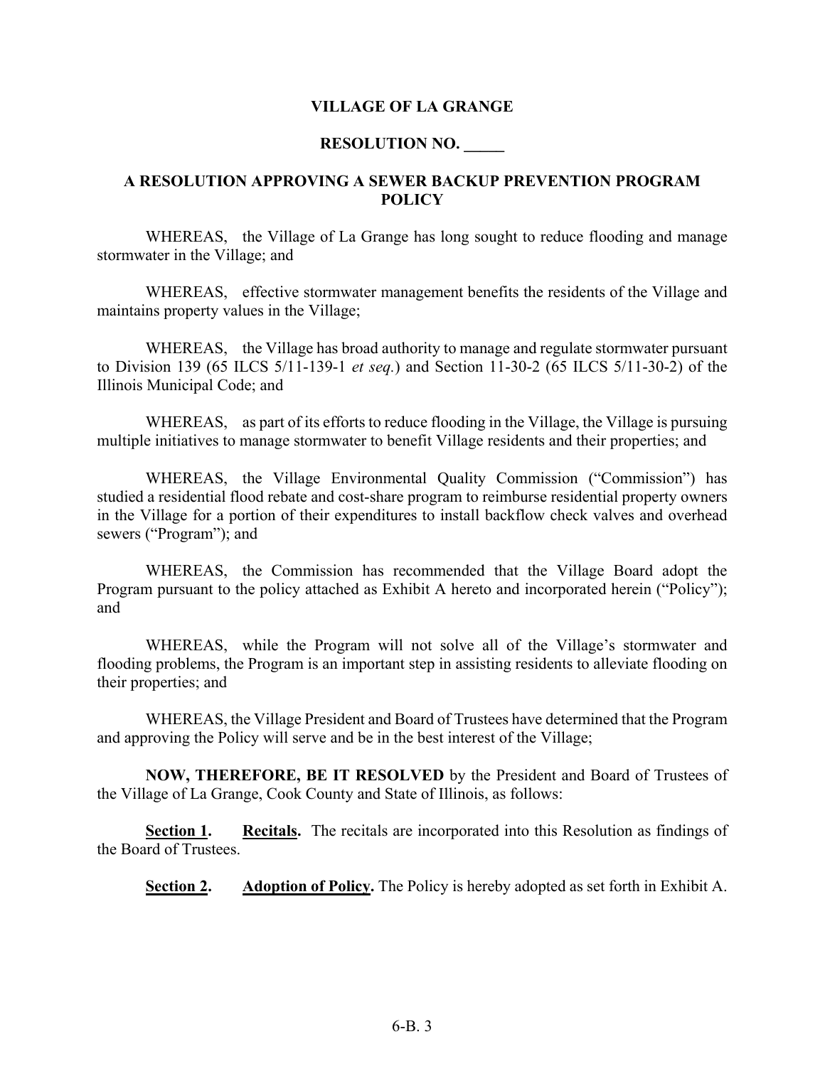**VILLAGE OF LA GRANGE**

**RESOLUTION NO. _____**

**A RESOLUTION APPROVING A SEWER BACKUP PREVENTION PROGRAM POLICY**

WHEREAS, the Village of La Grange has long sought to reduce flooding and manage stormwater in the Village; and

WHEREAS, effective stormwater management benefits the residents of the Village and maintains property values in the Village;

WHEREAS, the Village has broad authority to manage and regulate stormwater pursuant to Division 139 (65 ILCS 5/11-139-1 *et seq.*) and Section 11-30-2 (65 ILCS 5/11-30-2) of the Illinois Municipal Code; and

WHEREAS, as part of its efforts to reduce flooding in the Village, the Village is pursuing multiple initiatives to manage stormwater to benefit Village residents and their properties; and

WHEREAS, the Village Environmental Quality Commission ("Commission") has studied a residential flood rebate and cost-share program to reimburse residential property owners in the Village for a portion of their expenditures to install backflow check valves and overhead sewers ("Program"); and

WHEREAS, the Commission has recommended that the Village Board adopt the Program pursuant to the policy attached as Exhibit A hereto and incorporated herein ("Policy"); and

WHEREAS, while the Program will not solve all of the Village's stormwater and flooding problems, the Program is an important step in assisting residents to alleviate flooding on their properties; and

WHEREAS, the Village President and Board of Trustees have determined that the Program and approving the Policy will serve and be in the best interest of the Village;

**NOW, THEREFORE, BE IT RESOLVED** by the President and Board of Trustees of the Village of La Grange, Cook County and State of Illinois, as follows:

**Section 1.** **Recitals.** The recitals are incorporated into this Resolution as findings of the Board of Trustees.

**Section 2.** **Adoption of Policy.** The Policy is hereby adopted as set forth in Exhibit A.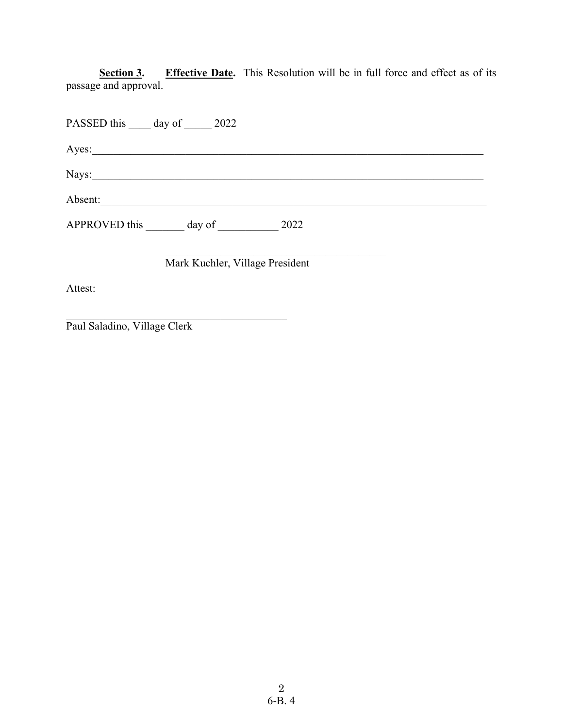**Section 3.** **Effective Date.** This Resolution will be in full force and effect as of its passage and approval.

PASSED this ____ day of _____ 2022

Ayes:_____________________________________________________________________________

Nays:_____________________________________________________________________________

Absent:___________________________________________________________________________

APPROVED this _______ day of ___________ 2022

__________________________________________
Mark Kuchler, Village President

Attest:

__________________________________________
Paul Saladino, Village Clerk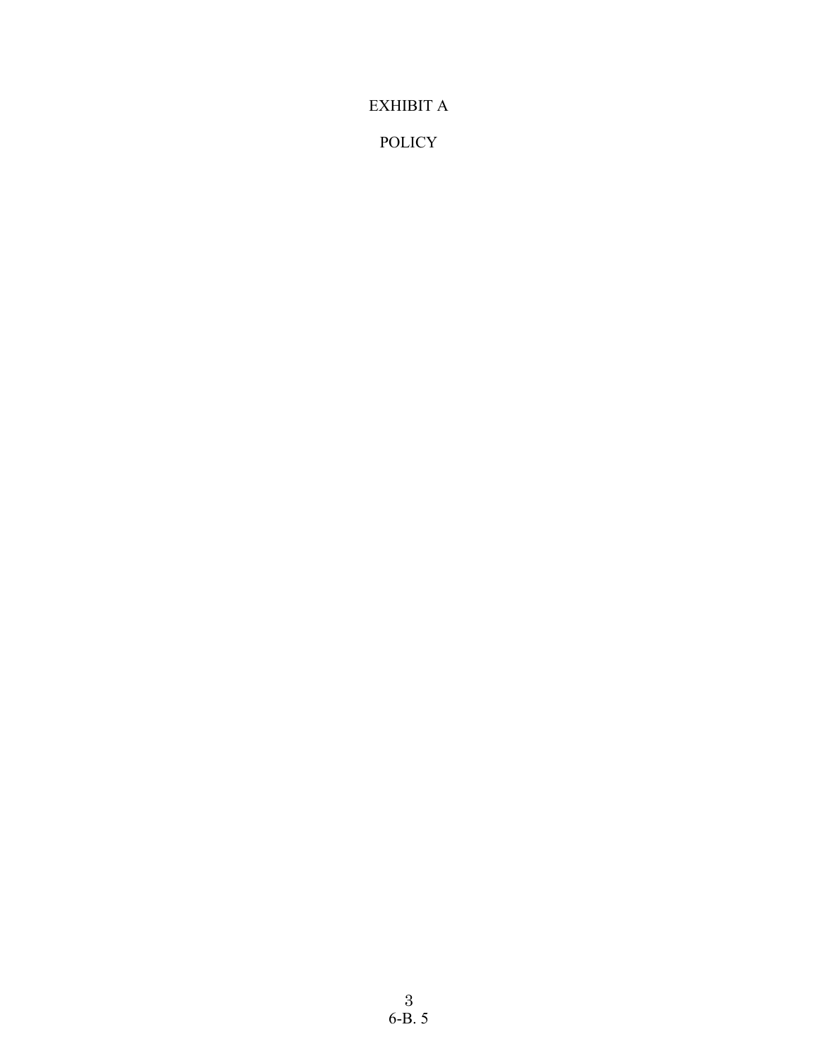# EXHIBIT A

## POLICY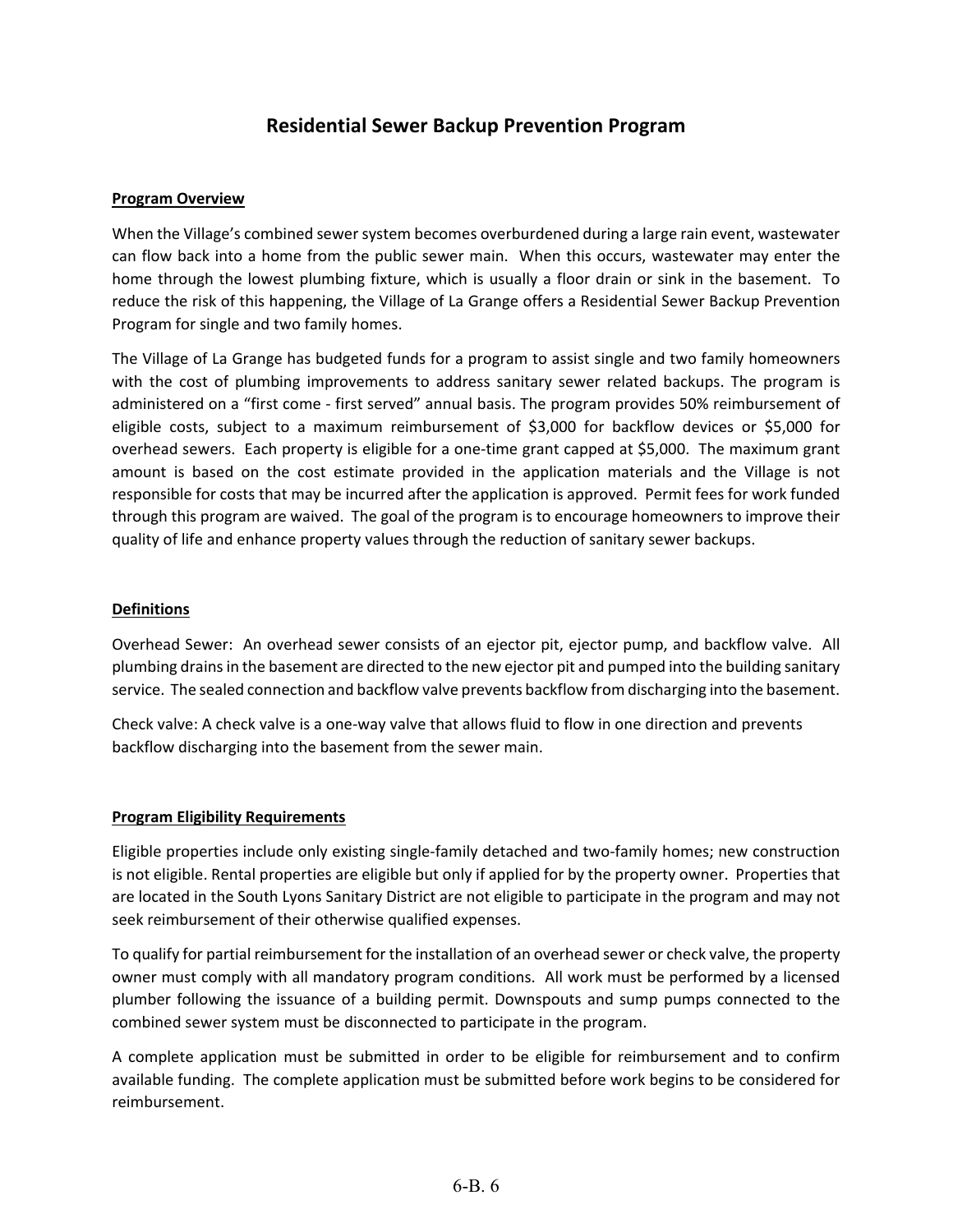# Residential Sewer Backup Prevention Program

**Program Overview**

When the Village's combined sewer system becomes overburdened during a large rain event, wastewater can flow back into a home from the public sewer main. When this occurs, wastewater may enter the home through the lowest plumbing fixture, which is usually a floor drain or sink in the basement. To reduce the risk of this happening, the Village of La Grange offers a Residential Sewer Backup Prevention Program for single and two family homes.

The Village of La Grange has budgeted funds for a program to assist single and two family homeowners with the cost of plumbing improvements to address sanitary sewer related backups. The program is administered on a "first come - first served" annual basis. The program provides 50% reimbursement of eligible costs, subject to a maximum reimbursement of $3,000 for backflow devices or $5,000 for overhead sewers. Each property is eligible for a one-time grant capped at $5,000. The maximum grant amount is based on the cost estimate provided in the application materials and the Village is not responsible for costs that may be incurred after the application is approved. Permit fees for work funded through this program are waived. The goal of the program is to encourage homeowners to improve their quality of life and enhance property values through the reduction of sanitary sewer backups.

**Definitions**

Overhead Sewer: An overhead sewer consists of an ejector pit, ejector pump, and backflow valve. All plumbing drains in the basement are directed to the new ejector pit and pumped into the building sanitary service. The sealed connection and backflow valve prevents backflow from discharging into the basement.

Check valve: A check valve is a one-way valve that allows fluid to flow in one direction and prevents backflow discharging into the basement from the sewer main.

**Program Eligibility Requirements**

Eligible properties include only existing single-family detached and two-family homes; new construction is not eligible. Rental properties are eligible but only if applied for by the property owner. Properties that are located in the South Lyons Sanitary District are not eligible to participate in the program and may not seek reimbursement of their otherwise qualified expenses.

To qualify for partial reimbursement for the installation of an overhead sewer or check valve, the property owner must comply with all mandatory program conditions. All work must be performed by a licensed plumber following the issuance of a building permit. Downspouts and sump pumps connected to the combined sewer system must be disconnected to participate in the program.

A complete application must be submitted in order to be eligible for reimbursement and to confirm available funding. The complete application must be submitted before work begins to be considered for reimbursement.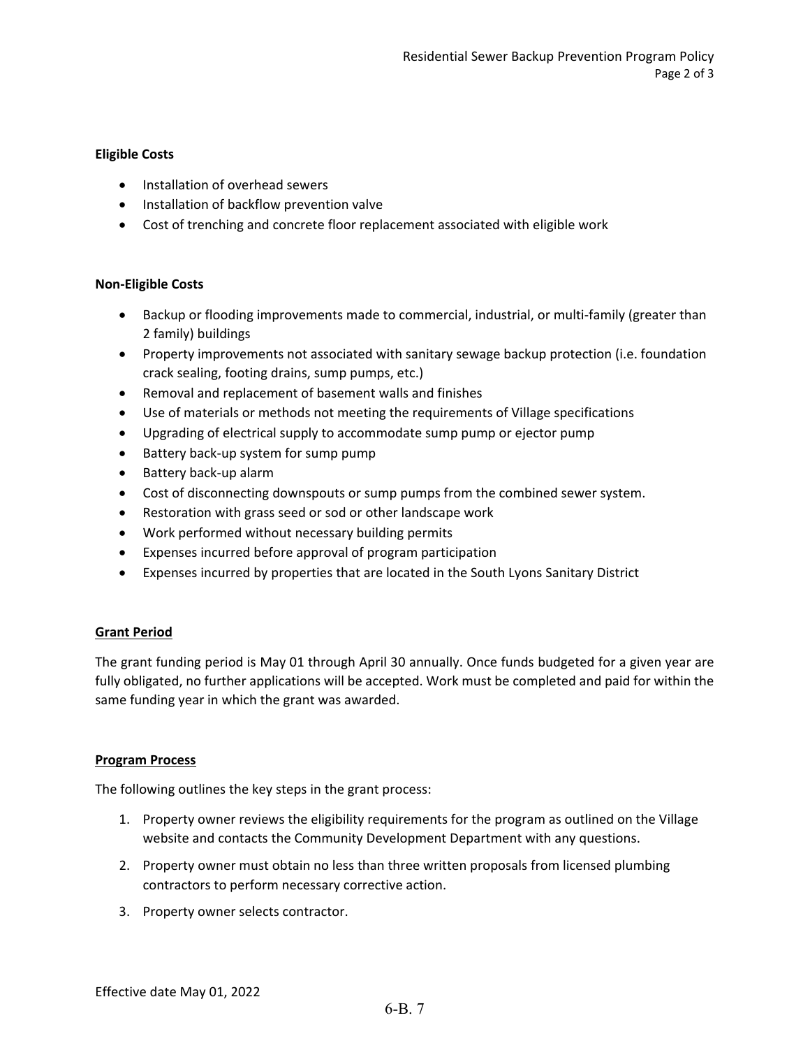**Eligible Costs**

- Installation of overhead sewers
- Installation of backflow prevention valve
- Cost of trenching and concrete floor replacement associated with eligible work

**Non-Eligible Costs**

- Backup or flooding improvements made to commercial, industrial, or multi-family (greater than 2 family) buildings
- Property improvements not associated with sanitary sewage backup protection (i.e. foundation crack sealing, footing drains, sump pumps, etc.)
- Removal and replacement of basement walls and finishes
- Use of materials or methods not meeting the requirements of Village specifications
- Upgrading of electrical supply to accommodate sump pump or ejector pump
- Battery back-up system for sump pump
- Battery back-up alarm
- Cost of disconnecting downspouts or sump pumps from the combined sewer system.
- Restoration with grass seed or sod or other landscape work
- Work performed without necessary building permits
- Expenses incurred before approval of program participation
- Expenses incurred by properties that are located in the South Lyons Sanitary District

**Grant Period**

The grant funding period is May 01 through April 30 annually. Once funds budgeted for a given year are fully obligated, no further applications will be accepted. Work must be completed and paid for within the same funding year in which the grant was awarded.

**Program Process**

The following outlines the key steps in the grant process:

1. Property owner reviews the eligibility requirements for the program as outlined on the Village website and contacts the Community Development Department with any questions.
2. Property owner must obtain no less than three written proposals from licensed plumbing contractors to perform necessary corrective action.
3. Property owner selects contractor.

Effective date May 01, 2022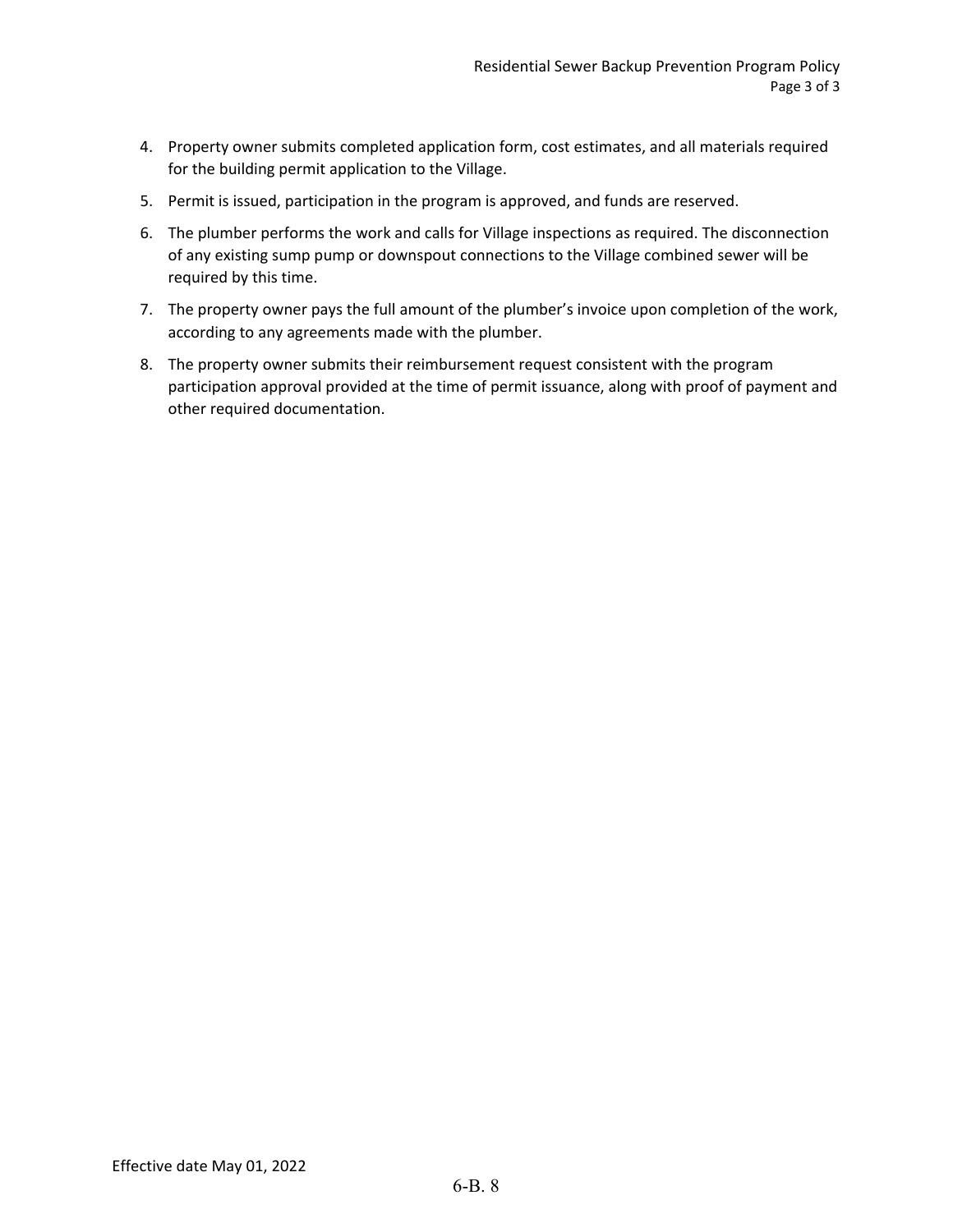4. Property owner submits completed application form, cost estimates, and all materials required for the building permit application to the Village.
5. Permit is issued, participation in the program is approved, and funds are reserved.
6. The plumber performs the work and calls for Village inspections as required. The disconnection of any existing sump pump or downspout connections to the Village combined sewer will be required by this time.
7. The property owner pays the full amount of the plumber's invoice upon completion of the work, according to any agreements made with the plumber.
8. The property owner submits their reimbursement request consistent with the program participation approval provided at the time of permit issuance, along with proof of payment and other required documentation.

Effective date May 01, 2022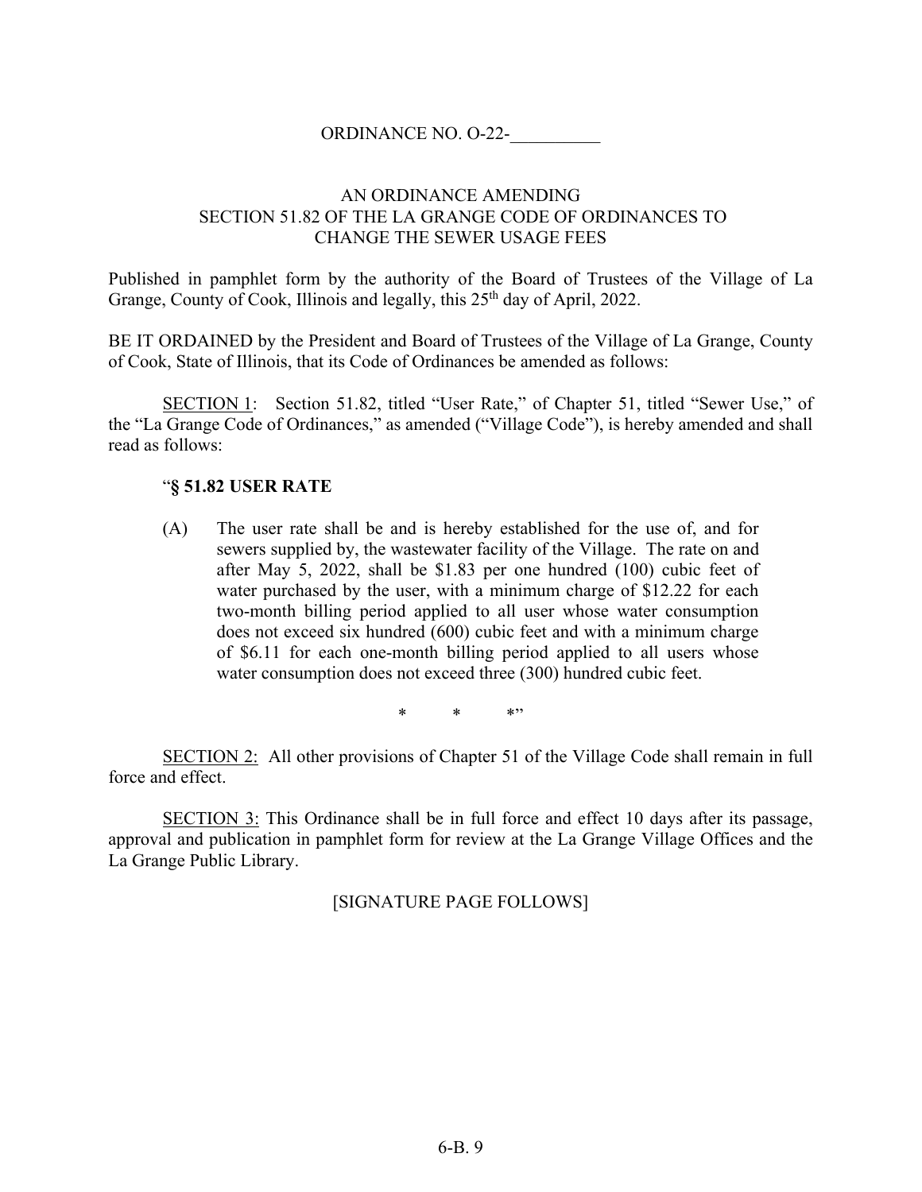ORDINANCE NO. O-22-__________

AN ORDINANCE AMENDING
SECTION 51.82 OF THE LA GRANGE CODE OF ORDINANCES TO
CHANGE THE SEWER USAGE FEES

Published in pamphlet form by the authority of the Board of Trustees of the Village of La Grange, County of Cook, Illinois and legally, this 25th day of April, 2022.

BE IT ORDAINED by the President and Board of Trustees of the Village of La Grange, County of Cook, State of Illinois, that its Code of Ordinances be amended as follows:

SECTION 1: Section 51.82, titled "User Rate," of Chapter 51, titled "Sewer Use," of the "La Grange Code of Ordinances," as amended ("Village Code"), is hereby amended and shall read as follows:

"**§ 51.82 USER RATE**

(A) The user rate shall be and is hereby established for the use of, and for sewers supplied by, the wastewater facility of the Village. The rate on and after May 5, 2022, shall be $1.83 per one hundred (100) cubic feet of water purchased by the user, with a minimum charge of $12.22 for each two-month billing period applied to all user whose water consumption does not exceed six hundred (600) cubic feet and with a minimum charge of $6.11 for each one-month billing period applied to all users whose water consumption does not exceed three (300) hundred cubic feet.

\* \* \*"

SECTION 2: All other provisions of Chapter 51 of the Village Code shall remain in full force and effect.

SECTION 3: This Ordinance shall be in full force and effect 10 days after its passage, approval and publication in pamphlet form for review at the La Grange Village Offices and the La Grange Public Library.

[SIGNATURE PAGE FOLLOWS]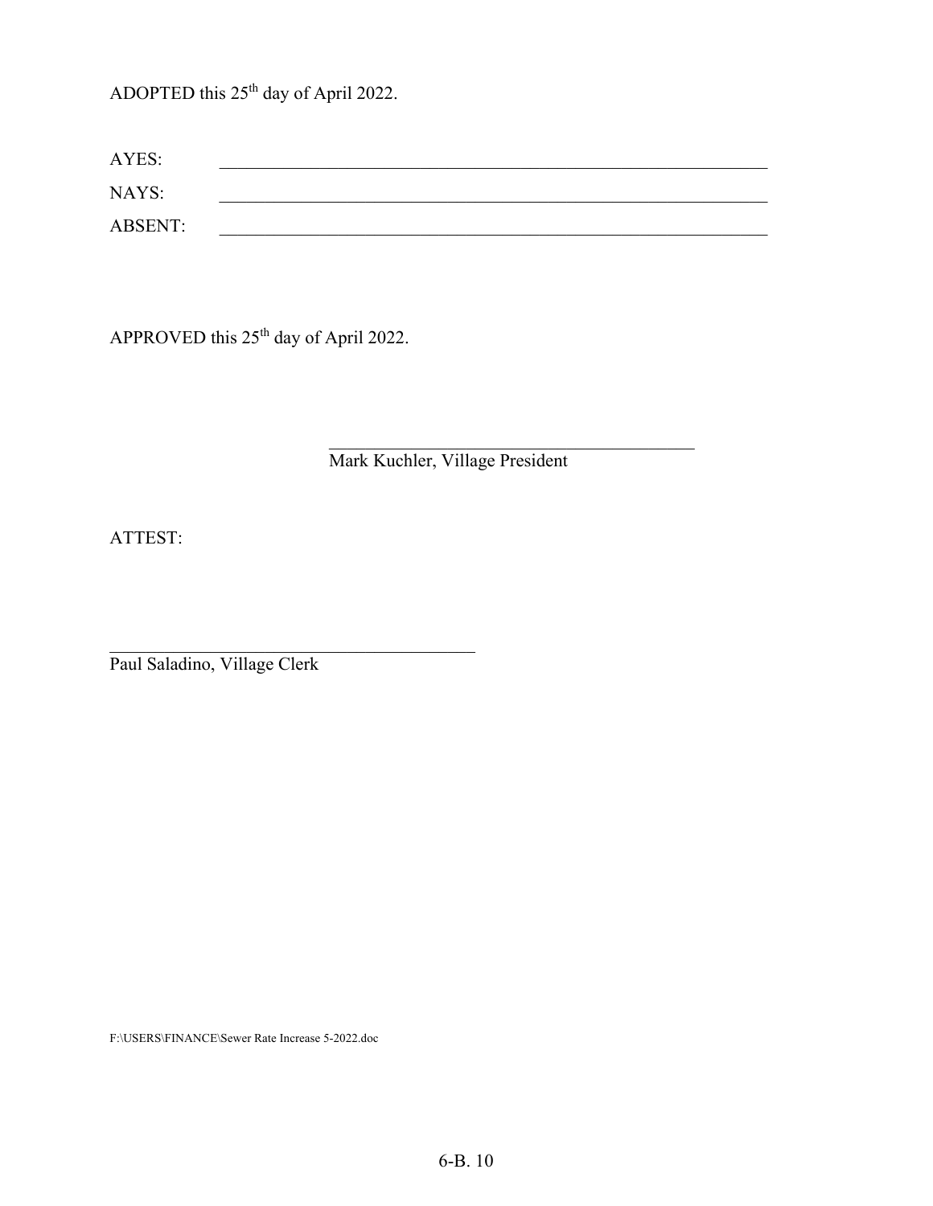ADOPTED this 25th day of April 2022.

AYES: \_\_\_\_\_\_\_\_\_\_\_\_\_\_\_\_\_\_\_\_\_\_\_\_\_\_\_\_\_\_\_\_\_\_\_\_\_\_\_\_\_\_\_\_\_\_\_\_

NAYS: \_\_\_\_\_\_\_\_\_\_\_\_\_\_\_\_\_\_\_\_\_\_\_\_\_\_\_\_\_\_\_\_\_\_\_\_\_\_\_\_\_\_\_\_\_\_\_\_

ABSENT: \_\_\_\_\_\_\_\_\_\_\_\_\_\_\_\_\_\_\_\_\_\_\_\_\_\_\_\_\_\_\_\_\_\_\_\_\_\_\_\_\_\_\_\_\_\_\_\_

APPROVED this 25th day of April 2022.

\_\_\_\_\_\_\_\_\_\_\_\_\_\_\_\_\_\_\_\_\_\_\_\_\_\_\_\_\_\_\_\_\_\_\_\_\_\_\_\_
Mark Kuchler, Village President

ATTEST:

\_\_\_\_\_\_\_\_\_\_\_\_\_\_\_\_\_\_\_\_\_\_\_\_\_\_\_\_\_\_\_\_\_\_\_\_\_\_\_\_
Paul Saladino, Village Clerk

F:\USERS\FINANCE\Sewer Rate Increase 5-2022.doc

6-B. 10